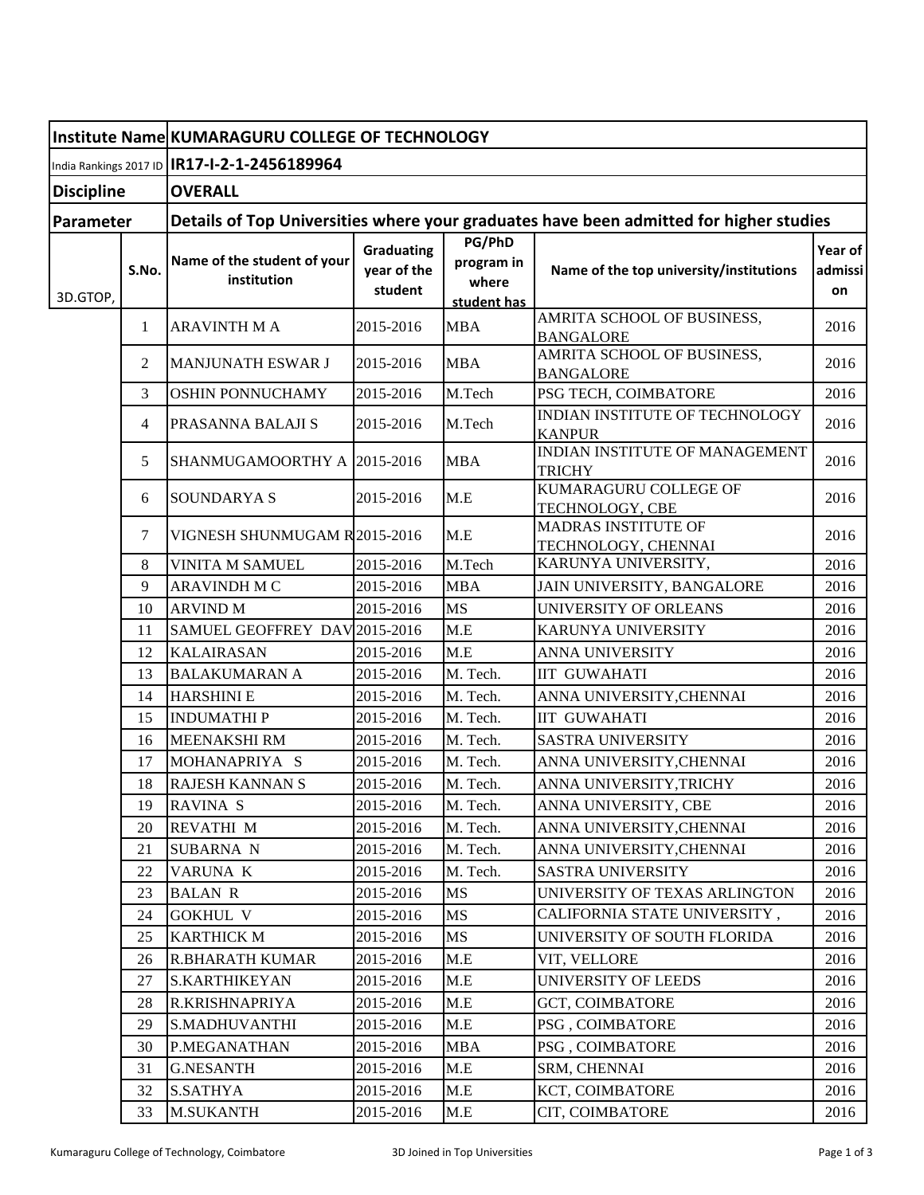| Institute Name | KUMARAGURU COLLEGE OF TECHNOLOGY | | | | | |
|---|---|---|---|---|---|---|
| India Rankings 2017 ID | IR17-I-2-1-2456189964 | | | | | |
| Discipline | OVERALL | | | | | |
| Parameter | Details of Top Universities where your graduates have been admitted for higher studies | | | | | |
| 3D.GTOP, | S.No. | Name of the student of your institution | Graduating year of the student | PG/PhD program in where student has | Name of the top university/institutions | Year of admission |
| | 1 | ARAVINTH M A | 2015-2016 | MBA | AMRITA SCHOOL OF BUSINESS, BANGALORE | 2016 |
| | 2 | MANJUNATH ESWAR J | 2015-2016 | MBA | AMRITA SCHOOL OF BUSINESS, BANGALORE | 2016 |
| | 3 | OSHIN PONNUCHAMY | 2015-2016 | M.Tech | PSG TECH, COIMBATORE | 2016 |
| | 4 | PRASANNA BALAJI S | 2015-2016 | M.Tech | INDIAN INSTITUTE OF TECHNOLOGY KANPUR | 2016 |
| | 5 | SHANMUGAMOORTHY A | 2015-2016 | MBA | INDIAN INSTITUTE OF MANAGEMENT TRICHY | 2016 |
| | 6 | SOUNDARYA S | 2015-2016 | M.E | KUMARAGURU COLLEGE OF TECHNOLOGY, CBE | 2016 |
| | 7 | VIGNESH SHUNMUGAM R | 2015-2016 | M.E | MADRAS INSTITUTE OF TECHNOLOGY, CHENNAI | 2016 |
| | 8 | VINITA M SAMUEL | 2015-2016 | M.Tech | KARUNYA UNIVERSITY, | 2016 |
| | 9 | ARAVINDH M C | 2015-2016 | MBA | JAIN UNIVERSITY, BANGALORE | 2016 |
| | 10 | ARVIND M | 2015-2016 | MS | UNIVERSITY OF ORLEANS | 2016 |
| | 11 | SAMUEL GEOFFREY DAV | 2015-2016 | M.E | KARUNYA UNIVERSITY | 2016 |
| | 12 | KALAIRASAN | 2015-2016 | M.E | ANNA UNIVERSITY | 2016 |
| | 13 | BALAKUMARAN A | 2015-2016 | M. Tech. | IIT GUWAHATI | 2016 |
| | 14 | HARSHINI E | 2015-2016 | M. Tech. | ANNA UNIVERSITY,CHENNAI | 2016 |
| | 15 | INDUMATHI P | 2015-2016 | M. Tech. | IIT GUWAHATI | 2016 |
| | 16 | MEENAKSHI RM | 2015-2016 | M. Tech. | SASTRA UNIVERSITY | 2016 |
| | 17 | MOHANAPRIYA S | 2015-2016 | M. Tech. | ANNA UNIVERSITY,CHENNAI | 2016 |
| | 18 | RAJESH KANNAN S | 2015-2016 | M. Tech. | ANNA UNIVERSITY,TRICHY | 2016 |
| | 19 | RAVINA S | 2015-2016 | M. Tech. | ANNA UNIVERSITY, CBE | 2016 |
| | 20 | REVATHI M | 2015-2016 | M. Tech. | ANNA UNIVERSITY,CHENNAI | 2016 |
| | 21 | SUBARNA N | 2015-2016 | M. Tech. | ANNA UNIVERSITY,CHENNAI | 2016 |
| | 22 | VARUNA K | 2015-2016 | M. Tech. | SASTRA UNIVERSITY | 2016 |
| | 23 | BALAN R | 2015-2016 | MS | UNIVERSITY OF TEXAS ARLINGTON | 2016 |
| | 24 | GOKHUL V | 2015-2016 | MS | CALIFORNIA STATE UNIVERSITY , | 2016 |
| | 25 | KARTHICK M | 2015-2016 | MS | UNIVERSITY OF SOUTH FLORIDA | 2016 |
| | 26 | R.BHARATH KUMAR | 2015-2016 | M.E | VIT, VELLORE | 2016 |
| | 27 | S.KARTHIKEYAN | 2015-2016 | M.E | UNIVERSITY OF LEEDS | 2016 |
| | 28 | R.KRISHNAPRIYA | 2015-2016 | M.E | GCT, COIMBATORE | 2016 |
| | 29 | S.MADHUVANTHI | 2015-2016 | M.E | PSG , COIMBATORE | 2016 |
| | 30 | P.MEGANATHAN | 2015-2016 | MBA | PSG , COIMBATORE | 2016 |
| | 31 | G.NESANTH | 2015-2016 | M.E | SRM, CHENNAI | 2016 |
| | 32 | S.SATHYA | 2015-2016 | M.E | KCT, COIMBATORE | 2016 |
| | 33 | M.SUKANTH | 2015-2016 | M.E | CIT, COIMBATORE | 2016 |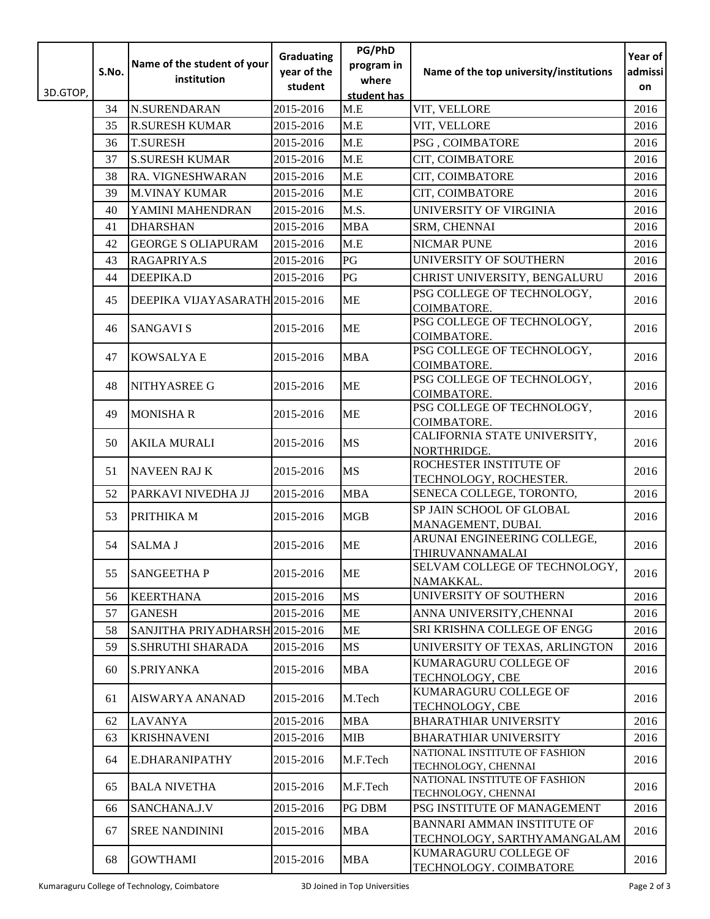| 3D.GTOP, | S.No. | Name of the student of your institution | Graduating year of the student | PG/PhD program in where student has | Name of the top university/institutions | Year of admission |
|---|---|---|---|---|---|---|
| | 34 | N.SURENDARAN | 2015-2016 | M.E | VIT, VELLORE | 2016 |
| | 35 | R.SURESH KUMAR | 2015-2016 | M.E | VIT, VELLORE | 2016 |
| | 36 | T.SURESH | 2015-2016 | M.E | PSG , COIMBATORE | 2016 |
| | 37 | S.SURESH KUMAR | 2015-2016 | M.E | CIT, COIMBATORE | 2016 |
| | 38 | RA. VIGNESHWARAN | 2015-2016 | M.E | CIT, COIMBATORE | 2016 |
| | 39 | M.VINAY KUMAR | 2015-2016 | M.E | CIT, COIMBATORE | 2016 |
| | 40 | YAMINI MAHENDRAN | 2015-2016 | M.S. | UNIVERSITY OF VIRGINIA | 2016 |
| | 41 | DHARSHAN | 2015-2016 | MBA | SRM, CHENNAI | 2016 |
| | 42 | GEORGE S OLIAPURAM | 2015-2016 | M.E | NICMAR PUNE | 2016 |
| | 43 | RAGAPRIYA.S | 2015-2016 | PG | UNIVERSITY OF SOUTHERN | 2016 |
| | 44 | DEEPIKA.D | 2015-2016 | PG | CHRIST UNIVERSITY, BENGALURU | 2016 |
| | 45 | DEEPIKA VIJAYASARATH | 2015-2016 | ME | PSG COLLEGE OF TECHNOLOGY, COIMBATORE. | 2016 |
| | 46 | SANGAVI S | 2015-2016 | ME | PSG COLLEGE OF TECHNOLOGY, COIMBATORE. | 2016 |
| | 47 | KOWSALYA E | 2015-2016 | MBA | PSG COLLEGE OF TECHNOLOGY, COIMBATORE. | 2016 |
| | 48 | NITHYASREE G | 2015-2016 | ME | PSG COLLEGE OF TECHNOLOGY, COIMBATORE. | 2016 |
| | 49 | MONISHA R | 2015-2016 | ME | PSG COLLEGE OF TECHNOLOGY, COIMBATORE. | 2016 |
| | 50 | AKILA MURALI | 2015-2016 | MS | CALIFORNIA STATE UNIVERSITY, NORTHRIDGE. | 2016 |
| | 51 | NAVEEN RAJ K | 2015-2016 | MS | ROCHESTER INSTITUTE OF TECHNOLOGY, ROCHESTER. | 2016 |
| | 52 | PARKAVI NIVEDHA JJ | 2015-2016 | MBA | SENECA COLLEGE, TORONTO, | 2016 |
| | 53 | PRITHIKA M | 2015-2016 | MGB | SP JAIN SCHOOL OF GLOBAL MANAGEMENT, DUBAI. | 2016 |
| | 54 | SALMA J | 2015-2016 | ME | ARUNAI ENGINEERING COLLEGE, THIRUVANNAMALAI | 2016 |
| | 55 | SANGEETHA P | 2015-2016 | ME | SELVAM COLLEGE OF TECHNOLOGY, NAMAKKAL. | 2016 |
| | 56 | KEERTHANA | 2015-2016 | MS | UNIVERSITY OF SOUTHERN | 2016 |
| | 57 | GANESH | 2015-2016 | ME | ANNA UNIVERSITY,CHENNAI | 2016 |
| | 58 | SANJITHA PRIYADHARSH | 2015-2016 | ME | SRI KRISHNA COLLEGE OF ENGG | 2016 |
| | 59 | S.SHRUTHI SHARADA | 2015-2016 | MS | UNIVERSITY OF TEXAS, ARLINGTON | 2016 |
| | 60 | S.PRIYANKA | 2015-2016 | MBA | KUMARAGURU COLLEGE OF TECHNOLOGY, CBE | 2016 |
| | 61 | AISWARYA ANANAD | 2015-2016 | M.Tech | KUMARAGURU COLLEGE OF TECHNOLOGY, CBE | 2016 |
| | 62 | LAVANYA | 2015-2016 | MBA | BHARATHIAR UNIVERSITY | 2016 |
| | 63 | KRISHNAVENI | 2015-2016 | MIB | BHARATHIAR UNIVERSITY | 2016 |
| | 64 | E.DHARANIPATHY | 2015-2016 | M.F.Tech | NATIONAL INSTITUTE OF FASHION TECHNOLOGY, CHENNAI | 2016 |
| | 65 | BALA NIVETHA | 2015-2016 | M.F.Tech | NATIONAL INSTITUTE OF FASHION TECHNOLOGY, CHENNAI | 2016 |
| | 66 | SANCHANA.J.V | 2015-2016 | PG DBM | PSG INSTITUTE OF MANAGEMENT | 2016 |
| | 67 | SREE NANDININI | 2015-2016 | MBA | BANNARI AMMAN INSTITUTE OF TECHNOLOGY, SARTHYAMANGALAM | 2016 |
| | 68 | GOWTHAMI | 2015-2016 | MBA | KUMARAGURU COLLEGE OF TECHNOLOGY. COIMBATORE | 2016 |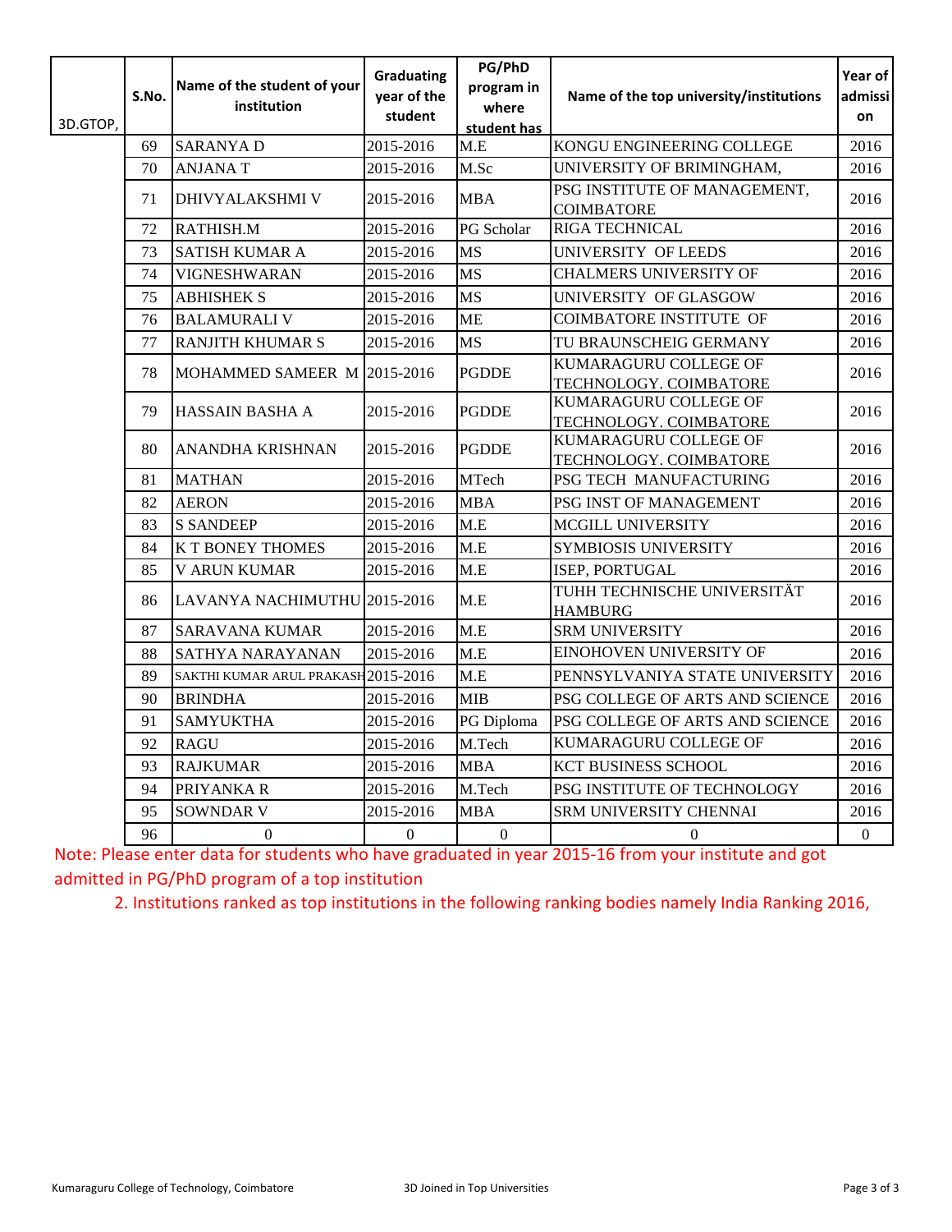| 3D.GTOP, | S.No. | Name of the student of your institution | Graduating year of the student | PG/PhD program in where student has | Name of the top university/institutions | Year of admission |
|---|---|---|---|---|---|---|
| | 69 | SARANYA D | 2015-2016 | M.E | KONGU ENGINEERING COLLEGE | 2016 |
| | 70 | ANJANA T | 2015-2016 | M.Sc | UNIVERSITY OF BRIMINGHAM, | 2016 |
| | 71 | DHIVYALAKSHMI V | 2015-2016 | MBA | PSG INSTITUTE OF MANAGEMENT, COIMBATORE | 2016 |
| | 72 | RATHISH.M | 2015-2016 | PG Scholar | RIGA TECHNICAL | 2016 |
| | 73 | SATISH KUMAR A | 2015-2016 | MS | UNIVERSITY OF LEEDS | 2016 |
| | 74 | VIGNESHWARAN | 2015-2016 | MS | CHALMERS UNIVERSITY OF | 2016 |
| | 75 | ABHISHEK S | 2015-2016 | MS | UNIVERSITY OF GLASGOW | 2016 |
| | 76 | BALAMURALI V | 2015-2016 | ME | COIMBATORE INSTITUTE OF | 2016 |
| | 77 | RANJITH KHUMAR S | 2015-2016 | MS | TU BRAUNSCHEIG GERMANY | 2016 |
| | 78 | MOHAMMED SAMEER M | 2015-2016 | PGDDE | KUMARAGURU COLLEGE OF TECHNOLOGY. COIMBATORE | 2016 |
| | 79 | HASSAIN BASHA A | 2015-2016 | PGDDE | KUMARAGURU COLLEGE OF TECHNOLOGY. COIMBATORE | 2016 |
| | 80 | ANANDHA KRISHNAN | 2015-2016 | PGDDE | KUMARAGURU COLLEGE OF TECHNOLOGY. COIMBATORE | 2016 |
| | 81 | MATHAN | 2015-2016 | MTech | PSG TECH MANUFACTURING | 2016 |
| | 82 | AERON | 2015-2016 | MBA | PSG INST OF MANAGEMENT | 2016 |
| | 83 | S SANDEEP | 2015-2016 | M.E | MCGILL UNIVERSITY | 2016 |
| | 84 | K T BONEY THOMES | 2015-2016 | M.E | SYMBIOSIS UNIVERSITY | 2016 |
| | 85 | V ARUN KUMAR | 2015-2016 | M.E | ISEP, PORTUGAL | 2016 |
| | 86 | LAVANYA NACHIMUTHU | 2015-2016 | M.E | TUHH TECHNISCHE UNIVERSITÄT HAMBURG | 2016 |
| | 87 | SARAVANA KUMAR | 2015-2016 | M.E | SRM UNIVERSITY | 2016 |
| | 88 | SATHYA NARAYANAN | 2015-2016 | M.E | EINOHOVEN UNIVERSITY OF | 2016 |
| | 89 | SAKTHI KUMAR ARUL PRAKASH | 2015-2016 | M.E | PENNSYLVANIYA STATE UNIVERSITY | 2016 |
| | 90 | BRINDHA | 2015-2016 | MIB | PSG COLLEGE OF ARTS AND SCIENCE | 2016 |
| | 91 | SAMYUKTHA | 2015-2016 | PG Diploma | PSG COLLEGE OF ARTS AND SCIENCE | 2016 |
| | 92 | RAGU | 2015-2016 | M.Tech | KUMARAGURU COLLEGE OF | 2016 |
| | 93 | RAJKUMAR | 2015-2016 | MBA | KCT BUSINESS SCHOOL | 2016 |
| | 94 | PRIYANKA R | 2015-2016 | M.Tech | PSG INSTITUTE OF TECHNOLOGY | 2016 |
| | 95 | SOWNDAR V | 2015-2016 | MBA | SRM UNIVERSITY CHENNAI | 2016 |
| | 96 | 0 | 0 | 0 | 0 | 0 |

Note: Please enter data for students who have graduated in year 2015-16 from your institute and got admitted in PG/PhD program of a top institution

2. Institutions ranked as top institutions in the following ranking bodies namely India Ranking 2016,